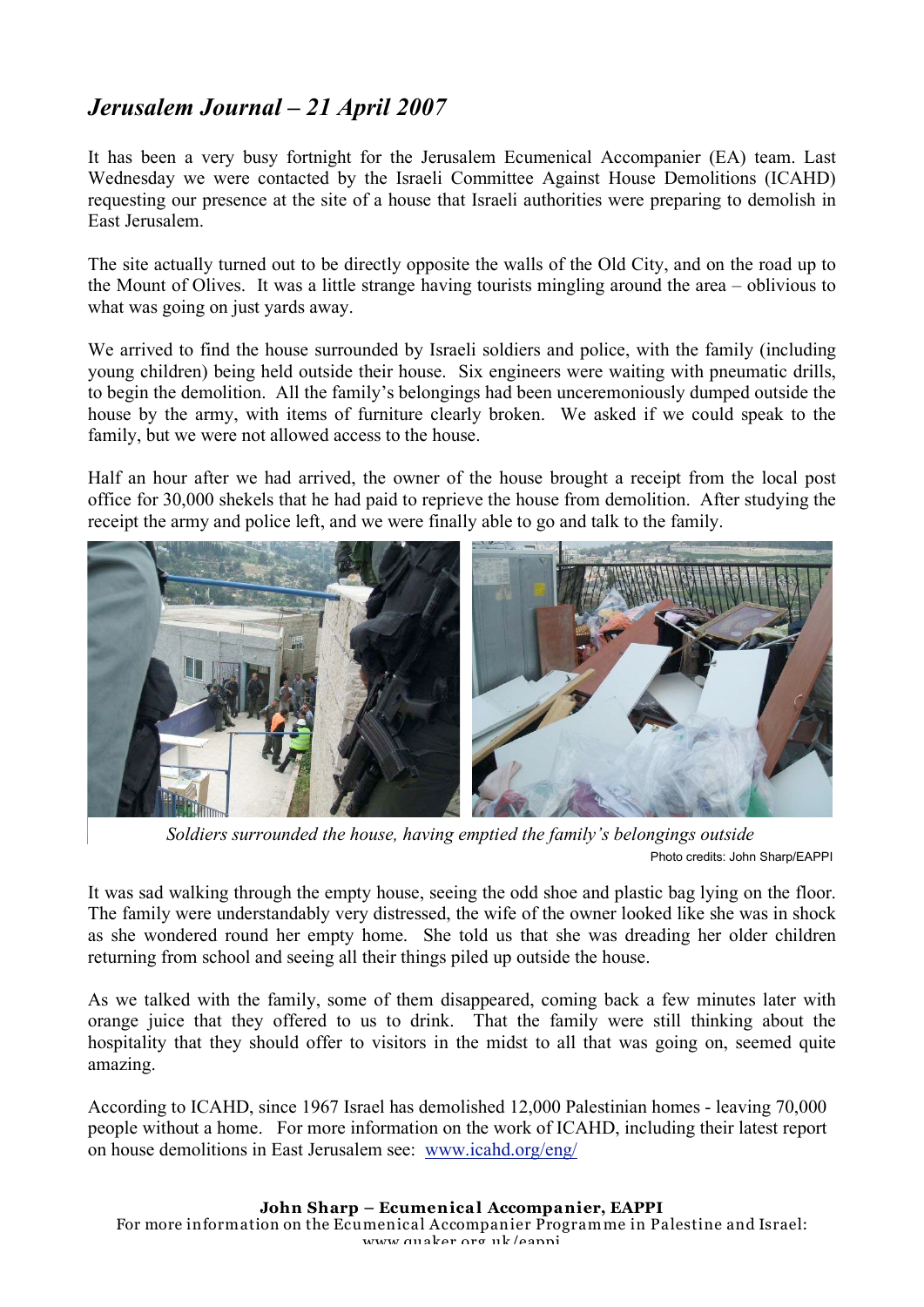# *Jerusalem Journal – 21 April 2007*

It has been a very busy fortnight for the Jerusalem Ecumenical Accompanier (EA) team. Last Wednesday we were contacted by the Israeli Committee Against House Demolitions (ICAHD) requesting our presence at the site of a house that Israeli authorities were preparing to demolish in East Jerusalem.

The site actually turned out to be directly opposite the walls of the Old City, and on the road up to the Mount of Olives. It was a little strange having tourists mingling around the area – oblivious to what was going on just yards away.

We arrived to find the house surrounded by Israeli soldiers and police, with the family (including young children) being held outside their house. Six engineers were waiting with pneumatic drills, to begin the demolition. All the family's belongings had been unceremoniously dumped outside the house by the army, with items of furniture clearly broken. We asked if we could speak to the family, but we were not allowed access to the house.

Half an hour after we had arrived, the owner of the house brought a receipt from the local post office for 30,000 shekels that he had paid to reprieve the house from demolition. After studying the receipt the army and police left, and we were finally able to go and talk to the family.

*Soldiers surrounded the house, having emptied the family's belongings outside*

Photo credits: John Sharp/EAPPI

It was sad walking through the empty house, seeing the odd shoe and plastic bag lying on the floor. The family were understandably very distressed, the wife of the owner looked like she was in shock as she wondered round her empty home. She told us that she was dreading her older children returning from school and seeing all their things piled up outside the house.

As we talked with the family, some of them disappeared, coming back a few minutes later with orange juice that they offered to us to drink. That the family were still thinking about the hospitality that they should offer to visitors in the midst to all that was going on, seemed quite amazing.

According to ICAHD, since 1967 Israel has demolished 12,000 Palestinian homes - leaving 70,000 people without a home. For more information on the work of ICAHD, including their latest report on house demolitions in East Jerusalem see: [www.icahd.org/eng/](www.icahd.org/eng/)

**John Sharp – Ecumenical Accompanier, EAPPI**

For more information on the Ecumenical Accompanier Programme in Palestine and Israel: www.quaker.org.uk/eappi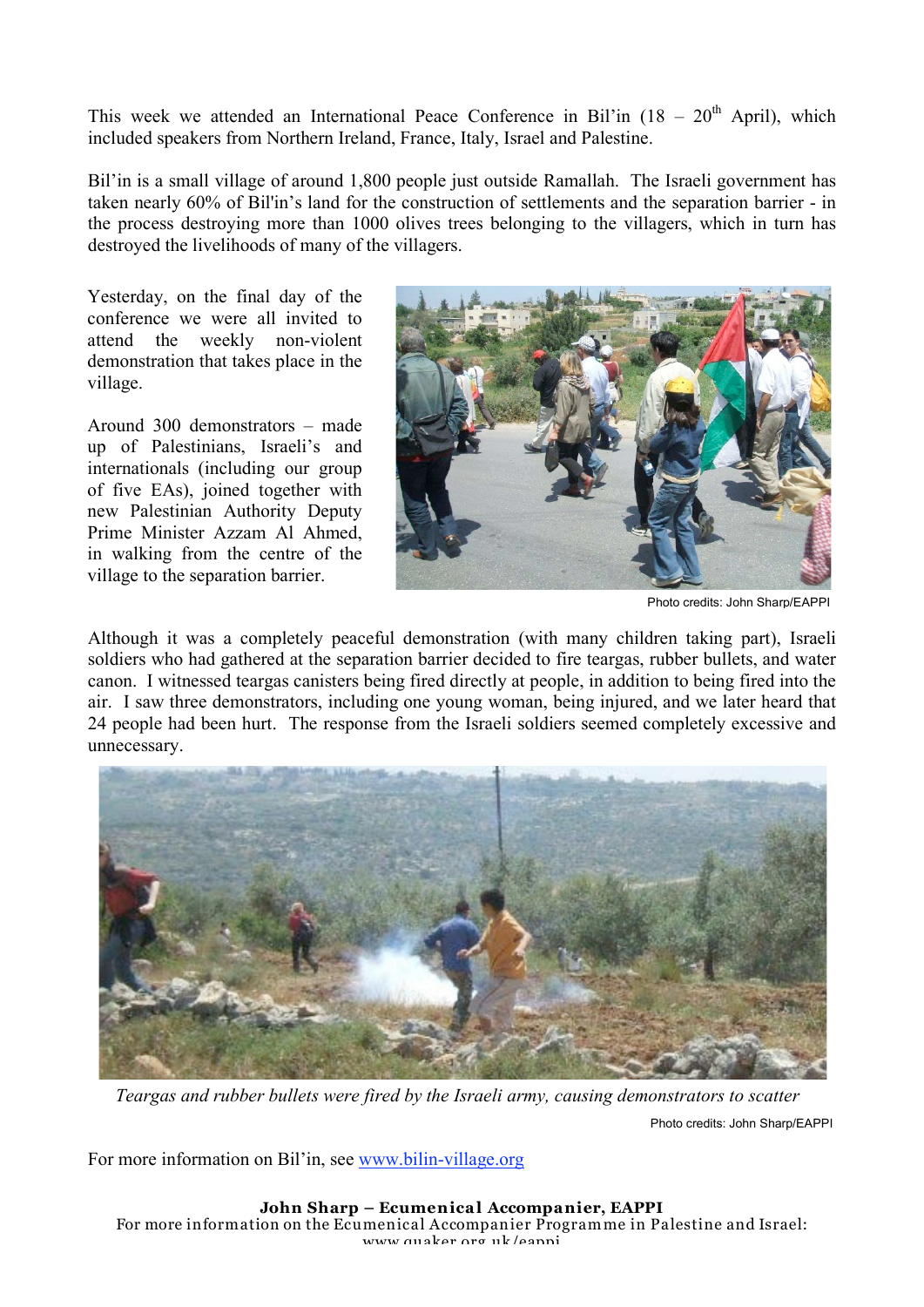This week we attended an International Peace Conference in Bil'in (18 – 20th April), which included speakers from Northern Ireland, France, Italy, Israel and Palestine.

Bil'in is a small village of around 1,800 people just outside Ramallah. The Israeli government has taken nearly 60% of Bil'in's land for the construction of settlements and the separation barrier - in the process destroying more than 1000 olives trees belonging to the villagers, which in turn has destroyed the livelihoods of many of the villagers.

Yesterday, on the final day of the conference we were all invited to attend the weekly non-violent demonstration that takes place in the village.

Around 300 demonstrators – made up of Palestinians, Israeli's and internationals (including our group of five EAs), joined together with new Palestinian Authority Deputy Prime Minister Azzam Al Ahmed, in walking from the centre of the village to the separation barrier.

Photo credits: John Sharp/EAPPI

Although it was a completely peaceful demonstration (with many children taking part), Israeli soldiers who had gathered at the separation barrier decided to fire teargas, rubber bullets, and water canon. I witnessed teargas canisters being fired directly at people, in addition to being fired into the air. I saw three demonstrators, including one young woman, being injured, and we later heard that 24 people had been hurt. The response from the Israeli soldiers seemed completely excessive and unnecessary.

*Teargas and rubber bullets were fired by the Israeli army, causing demonstrators to scatter*

Photo credits: John Sharp/EAPPI

For more information on Bil'in, see [www.bilin-village.org](http://www.bilin-village.org)

**John Sharp – Ecumenical Accompanier, EAPPI**
For more information on the Ecumenical Accompanier Programme in Palestine and Israel: www.quaker.org.uk/eappi